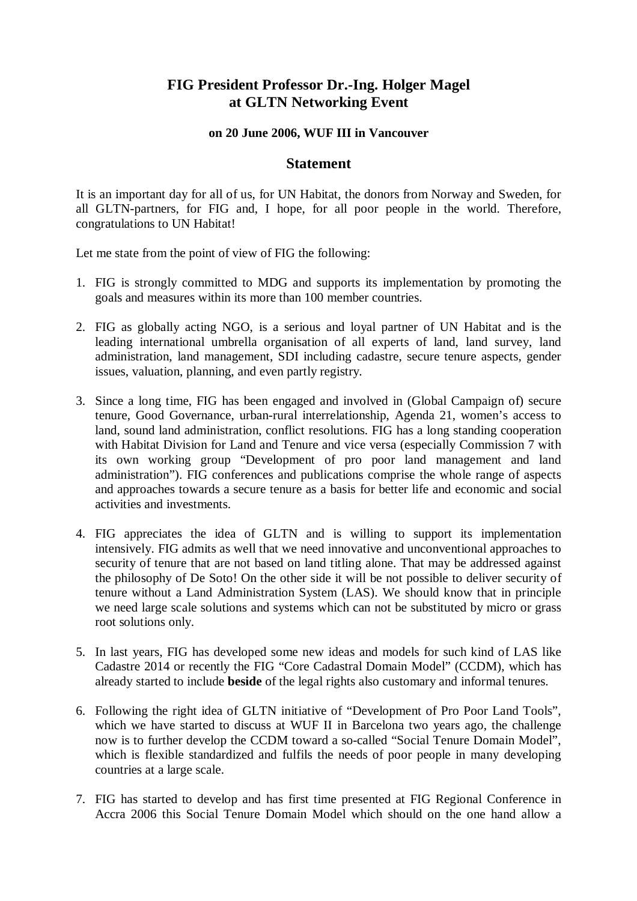# FIG President Professor Dr.-Ing. Holger Magel at GLTN Networking Event

### on 20 June 2006, WUF III in Vancouver

## Statement

It is an important day for all of us, for UN Habitat, the donors from Norway and Sweden, for all GLTN-partners, for FIG and, I hope, for all poor people in the world. Therefore, congratulations to UN Habitat!

Let me state from the point of view of FIG the following:

1. FIG is strongly committed to MDG and supports its implementation by promoting the goals and measures within its more than 100 member countries.

2. FIG as globally acting NGO, is a serious and loyal partner of UN Habitat and is the leading international umbrella organisation of all experts of land, land survey, land administration, land management, SDI including cadastre, secure tenure aspects, gender issues, valuation, planning, and even partly registry.

3. Since a long time, FIG has been engaged and involved in (Global Campaign of) secure tenure, Good Governance, urban-rural interrelationship, Agenda 21, women's access to land, sound land administration, conflict resolutions. FIG has a long standing cooperation with Habitat Division for Land and Tenure and vice versa (especially Commission 7 with its own working group "Development of pro poor land management and land administration"). FIG conferences and publications comprise the whole range of aspects and approaches towards a secure tenure as a basis for better life and economic and social activities and investments.

4. FIG appreciates the idea of GLTN and is willing to support its implementation intensively. FIG admits as well that we need innovative and unconventional approaches to security of tenure that are not based on land titling alone. That may be addressed against the philosophy of De Soto! On the other side it will be not possible to deliver security of tenure without a Land Administration System (LAS). We should know that in principle we need large scale solutions and systems which can not be substituted by micro or grass root solutions only.

5. In last years, FIG has developed some new ideas and models for such kind of LAS like Cadastre 2014 or recently the FIG "Core Cadastral Domain Model" (CCDM), which has already started to include **beside** of the legal rights also customary and informal tenures.

6. Following the right idea of GLTN initiative of "Development of Pro Poor Land Tools", which we have started to discuss at WUF II in Barcelona two years ago, the challenge now is to further develop the CCDM toward a so-called "Social Tenure Domain Model", which is flexible standardized and fulfils the needs of poor people in many developing countries at a large scale.

7. FIG has started to develop and has first time presented at FIG Regional Conference in Accra 2006 this Social Tenure Domain Model which should on the one hand allow a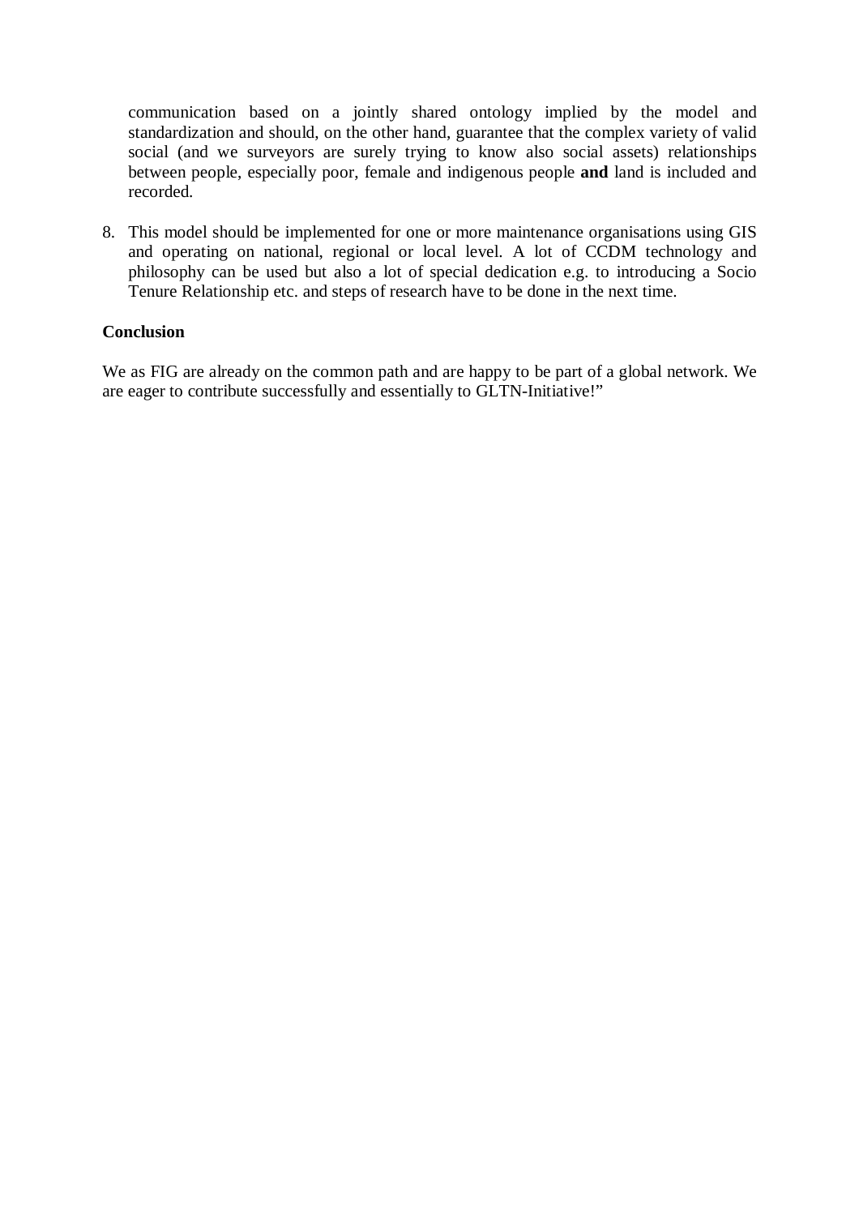communication based on a jointly shared ontology implied by the model and standardization and should, on the other hand, guarantee that the complex variety of valid social (and we surveyors are surely trying to know also social assets) relationships between people, especially poor, female and indigenous people **and** land is included and recorded.

8. This model should be implemented for one or more maintenance organisations using GIS and operating on national, regional or local level. A lot of CCDM technology and philosophy can be used but also a lot of special dedication e.g. to introducing a Socio Tenure Relationship etc. and steps of research have to be done in the next time.

**Conclusion**

We as FIG are already on the common path and are happy to be part of a global network. We are eager to contribute successfully and essentially to GLTN-Initiative!"